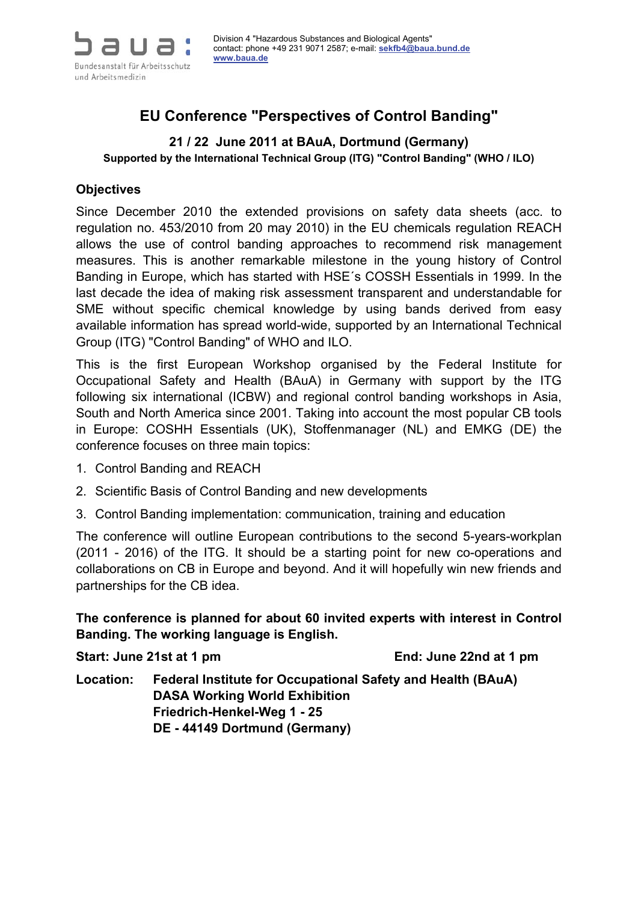baua: Bundesanstalt für Arbeitsschutz und Arbeitsmedizin

Division 4 "Hazardous Substances and Biological Agents"
contact: phone +49 231 9071 2587; e-mail: sekfb4@baua.bund.de
www.baua.de

# EU Conference "Perspectives of Control Banding"

**21 / 22 June 2011 at BAuA, Dortmund (Germany)**

**Supported by the International Technical Group (ITG) "Control Banding" (WHO / ILO)**

## Objectives

Since December 2010 the extended provisions on safety data sheets (acc. to regulation no. 453/2010 from 20 may 2010) in the EU chemicals regulation REACH allows the use of control banding approaches to recommend risk management measures. This is another remarkable milestone in the young history of Control Banding in Europe, which has started with HSE´s COSSH Essentials in 1999. In the last decade the idea of making risk assessment transparent and understandable for SME without specific chemical knowledge by using bands derived from easy available information has spread world-wide, supported by an International Technical Group (ITG) "Control Banding" of WHO and ILO.

This is the first European Workshop organised by the Federal Institute for Occupational Safety and Health (BAuA) in Germany with support by the ITG following six international (ICBW) and regional control banding workshops in Asia, South and North America since 2001. Taking into account the most popular CB tools in Europe: COSHH Essentials (UK), Stoffenmanager (NL) and EMKG (DE) the conference focuses on three main topics:

1. Control Banding and REACH
2. Scientific Basis of Control Banding and new developments
3. Control Banding implementation: communication, training and education

The conference will outline European contributions to the second 5-years-workplan (2011 - 2016) of the ITG. It should be a starting point for new co-operations and collaborations on CB in Europe and beyond. And it will hopefully win new friends and partnerships for the CB idea.

**The conference is planned for about 60 invited experts with interest in Control Banding. The working language is English.**

**Start: June 21st at 1 pm** **End: June 22nd at 1 pm**

**Location: Federal Institute for Occupational Safety and Health (BAuA)**
**DASA Working World Exhibition**
**Friedrich-Henkel-Weg 1 - 25**
**DE - 44149 Dortmund (Germany)**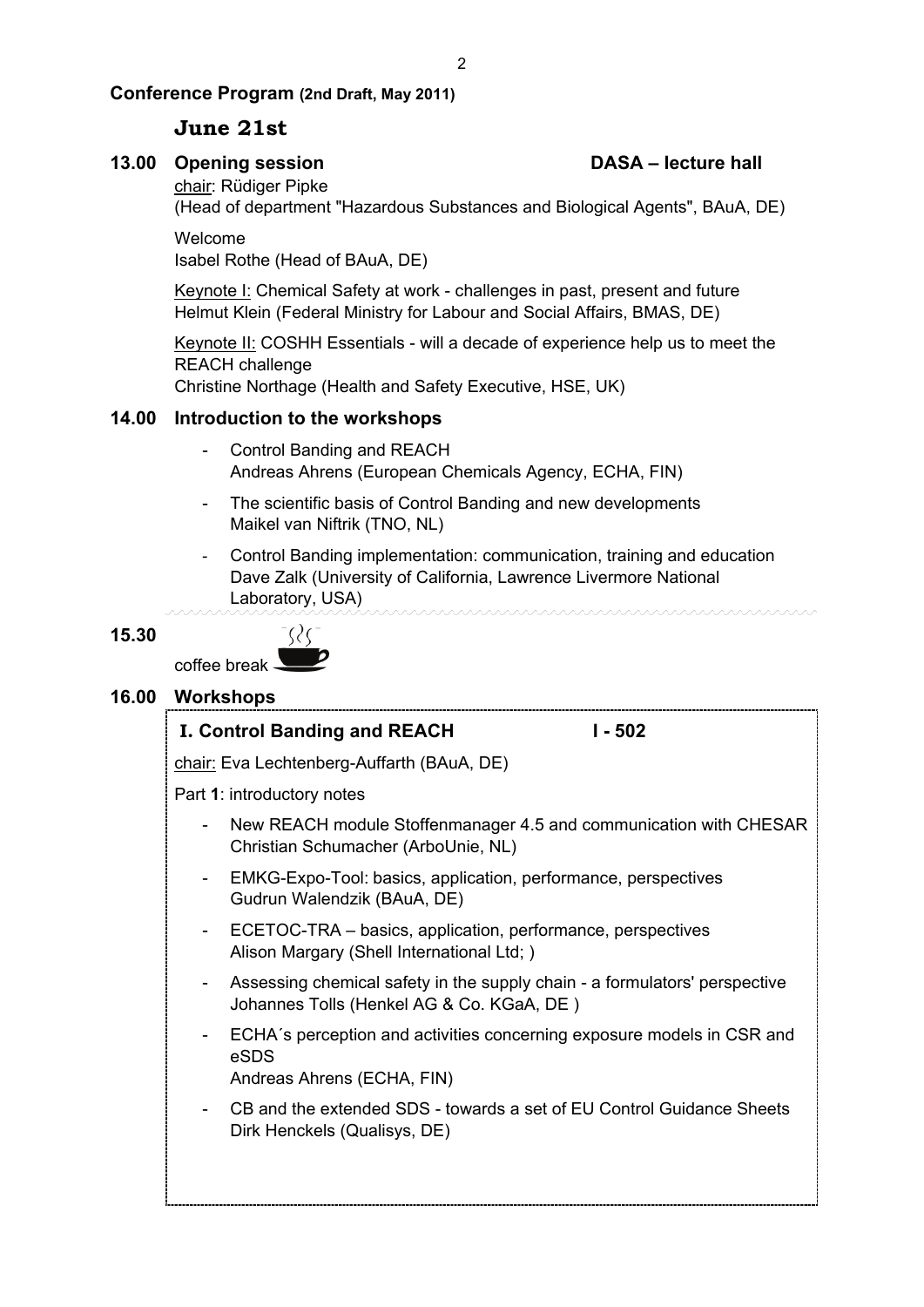**Conference Program (2nd Draft, May 2011)**

## June 21st

**13.00 Opening session** **DASA – lecture hall**

chair: Rüdiger Pipke
(Head of department "Hazardous Substances and Biological Agents", BAuA, DE)

Welcome
Isabel Rothe (Head of BAuA, DE)

Keynote I: Chemical Safety at work - challenges in past, present and future
Helmut Klein (Federal Ministry for Labour and Social Affairs, BMAS, DE)

Keynote II: COSHH Essentials - will a decade of experience help us to meet the REACH challenge
Christine Northage (Health and Safety Executive, HSE, UK)

**14.00 Introduction to the workshops**

- Control Banding and REACH
  Andreas Ahrens (European Chemicals Agency, ECHA, FIN)
- The scientific basis of Control Banding and new developments
  Maikel van Niftrik (TNO, NL)
- Control Banding implementation: communication, training and education
  Dave Zalk (University of California, Lawrence Livermore National Laboratory, USA)

**15.30**

coffee break

**16.00 Workshops**

**I. Control Banding and REACH** **I - 502**

chair: Eva Lechtenberg-Auffarth (BAuA, DE)

Part **1**: introductory notes

- New REACH module Stoffenmanager 4.5 and communication with CHESAR
  Christian Schumacher (ArboUnie, NL)
- EMKG-Expo-Tool: basics, application, performance, perspectives
  Gudrun Walendzik (BAuA, DE)
- ECETOC-TRA – basics, application, performance, perspectives
  Alison Margary (Shell International Ltd; )
- Assessing chemical safety in the supply chain - a formulators' perspective
  Johannes Tolls (Henkel AG & Co. KGaA, DE )
- ECHA´s perception and activities concerning exposure models in CSR and eSDS
  Andreas Ahrens (ECHA, FIN)
- CB and the extended SDS - towards a set of EU Control Guidance Sheets
  Dirk Henckels (Qualisys, DE)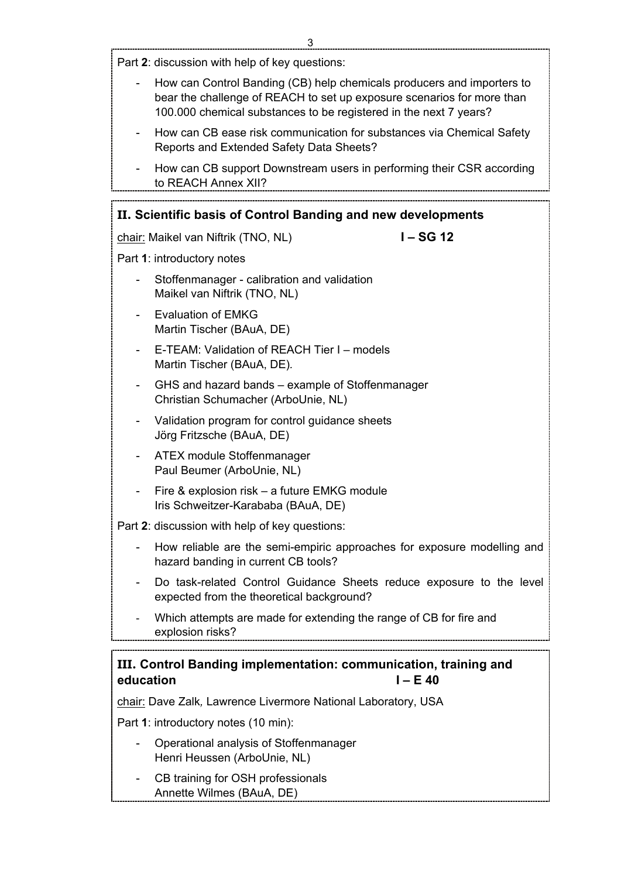Part **2**: discussion with help of key questions:

- How can Control Banding (CB) help chemicals producers and importers to bear the challenge of REACH to set up exposure scenarios for more than 100.000 chemical substances to be registered in the next 7 years?
- How can CB ease risk communication for substances via Chemical Safety Reports and Extended Safety Data Sheets?
- How can CB support Downstream users in performing their CSR according to REACH Annex XII?

## II. Scientific basis of Control Banding and new developments

chair: Maikel van Niftrik (TNO, NL) **I – SG 12**

Part **1**: introductory notes

- Stoffenmanager - calibration and validation
  Maikel van Niftrik (TNO, NL)
- Evaluation of EMKG
  Martin Tischer (BAuA, DE)
- E-TEAM: Validation of REACH Tier I – models
  Martin Tischer (BAuA, DE).
- GHS and hazard bands – example of Stoffenmanager
  Christian Schumacher (ArboUnie, NL)
- Validation program for control guidance sheets
  Jörg Fritzsche (BAuA, DE)
- ATEX module Stoffenmanager
  Paul Beumer (ArboUnie, NL)
- Fire & explosion risk – a future EMKG module
  Iris Schweitzer-Karababa (BAuA, DE)

Part **2**: discussion with help of key questions:

- How reliable are the semi-empiric approaches for exposure modelling and hazard banding in current CB tools?
- Do task-related Control Guidance Sheets reduce exposure to the level expected from the theoretical background?
- Which attempts are made for extending the range of CB for fire and explosion risks?

## III. Control Banding implementation: communication, training and education **I – E 40**

chair: Dave Zalk, Lawrence Livermore National Laboratory, USA

Part **1**: introductory notes (10 min):

- Operational analysis of Stoffenmanager
  Henri Heussen (ArboUnie, NL)
- CB training for OSH professionals
  Annette Wilmes (BAuA, DE)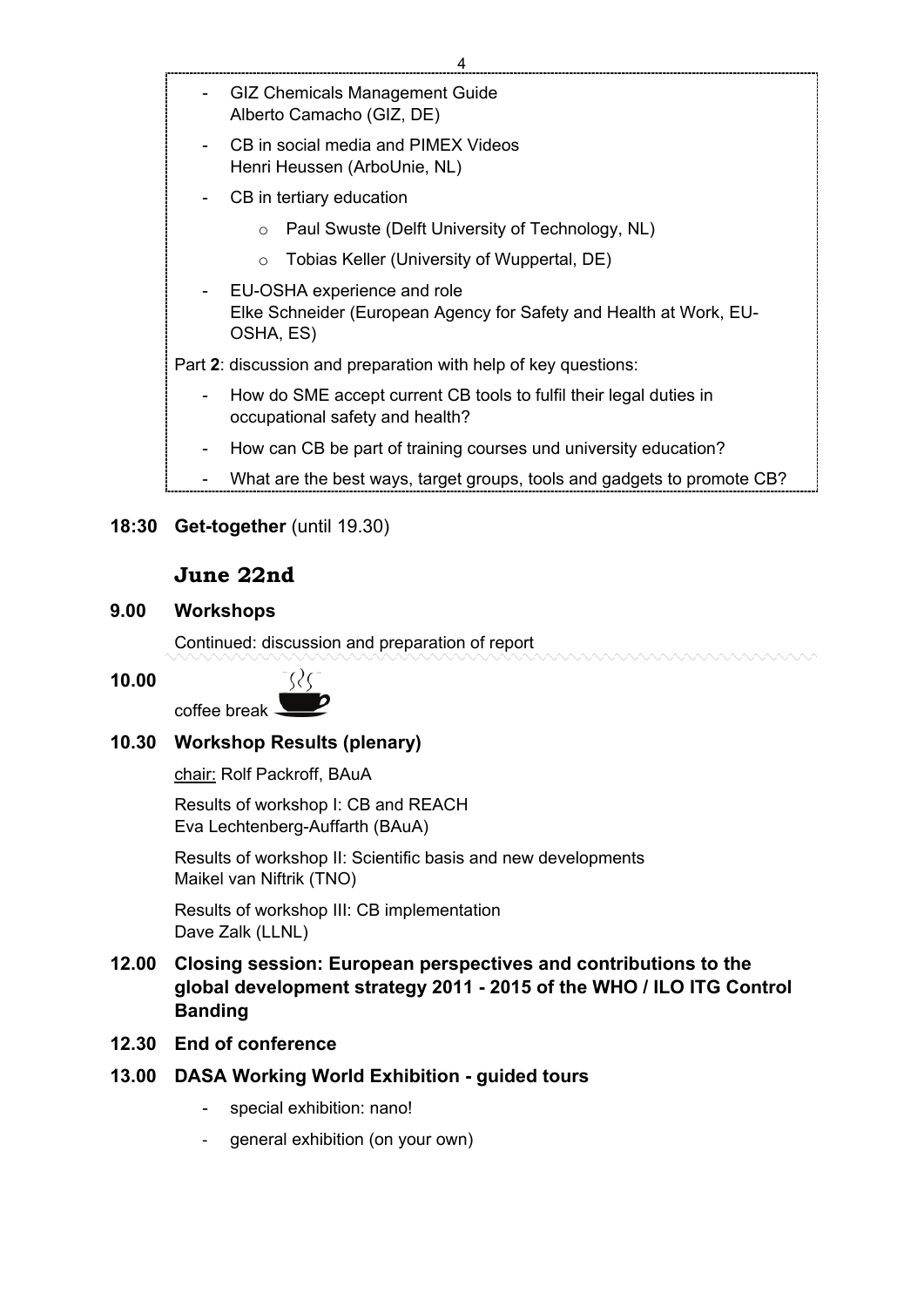- GIZ Chemicals Management Guide
  Alberto Camacho (GIZ, DE)
- CB in social media and PIMEX Videos
  Henri Heussen (ArboUnie, NL)
- CB in tertiary education
  - Paul Swuste (Delft University of Technology, NL)
  - Tobias Keller (University of Wuppertal, DE)
- EU-OSHA experience and role
  Elke Schneider (European Agency for Safety and Health at Work, EU-OSHA, ES)

Part **2**: discussion and preparation with help of key questions:

- How do SME accept current CB tools to fulfil their legal duties in occupational safety and health?
- How can CB be part of training courses und university education?
- What are the best ways, target groups, tools and gadgets to promote CB?

**18:30 Get-together** (until 19.30)

## June 22nd

**9.00 Workshops**

Continued: discussion and preparation of report

**10.00** coffee break

**10.30 Workshop Results (plenary)**

chair: Rolf Packroff, BAuA

Results of workshop I: CB and REACH
Eva Lechtenberg-Auffarth (BAuA)

Results of workshop II: Scientific basis and new developments
Maikel van Niftrik (TNO)

Results of workshop III: CB implementation
Dave Zalk (LLNL)

**12.00 Closing session: European perspectives and contributions to the global development strategy 2011 - 2015 of the WHO / ILO ITG Control Banding**

**12.30 End of conference**

**13.00 DASA Working World Exhibition - guided tours**

- special exhibition: nano!
- general exhibition (on your own)